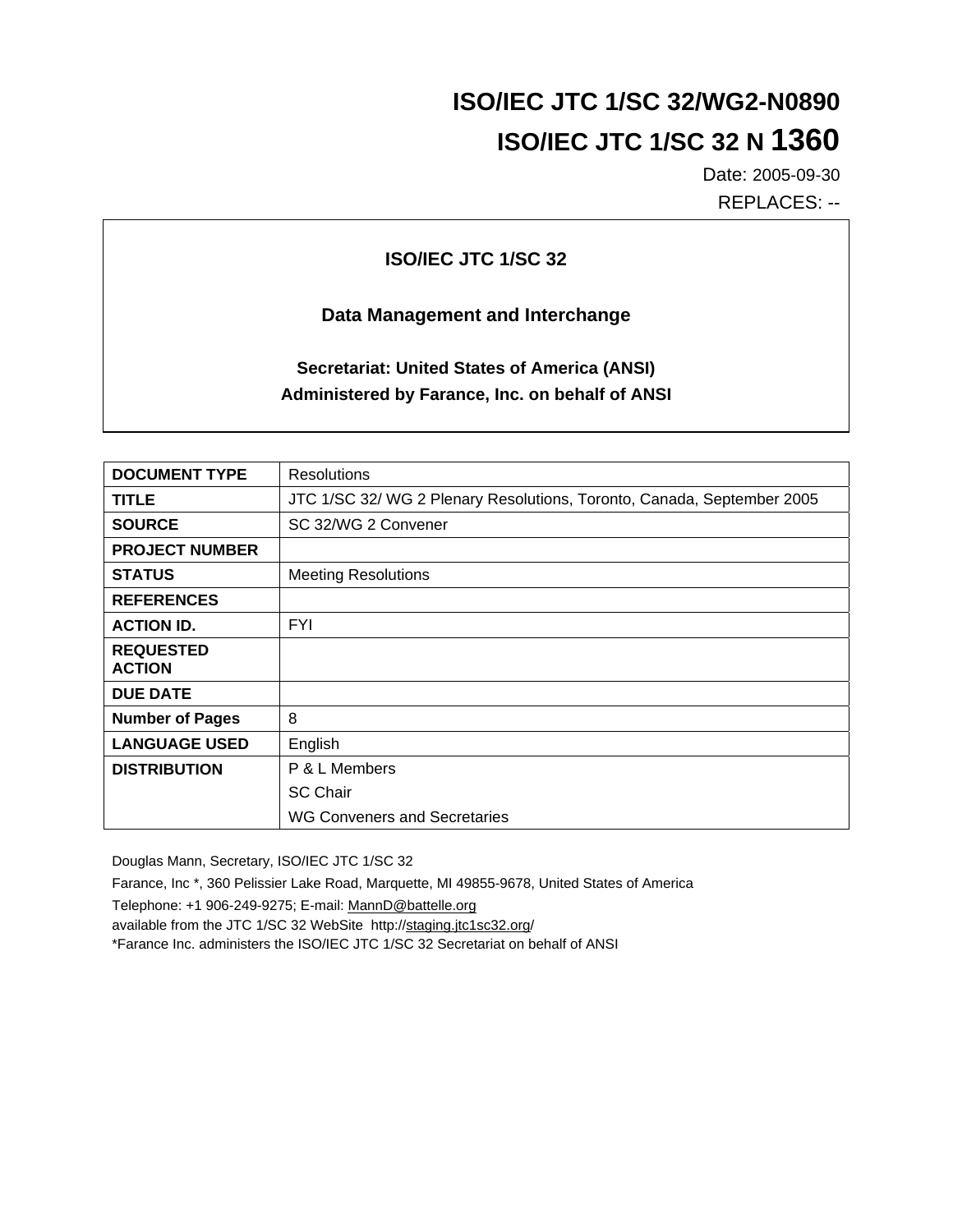# ISO/IEC JTC 1/SC 32/WG2-N0890

# ISO/IEC JTC 1/SC 32 N 1360

Date: 2005-09-30

REPLACES: --

**ISO/IEC JTC 1/SC 32**

**Data Management and Interchange**

**Secretariat: United States of America (ANSI)**
**Administered by Farance, Inc. on behalf of ANSI**

| **DOCUMENT TYPE** | Resolutions |
|---|---|
| **TITLE** | JTC 1/SC 32/ WG 2 Plenary Resolutions, Toronto, Canada, September 2005 |
| **SOURCE** | SC 32/WG 2 Convener |
| **PROJECT NUMBER** | |
| **STATUS** | Meeting Resolutions |
| **REFERENCES** | |
| **ACTION ID.** | FYI |
| **REQUESTED ACTION** | |
| **DUE DATE** | |
| **Number of Pages** | 8 |
| **LANGUAGE USED** | English |
| **DISTRIBUTION** | P & L Members<br>SC Chair<br>WG Conveners and Secretaries |

Douglas Mann, Secretary, ISO/IEC JTC 1/SC 32

Farance, Inc *, 360 Pelissier Lake Road, Marquette, MI 49855-9678, United States of America

Telephone: +1 906-249-9275; E-mail: MannD@battelle.org

available from the JTC 1/SC 32 WebSite http://staging.jtc1sc32.org/

*Farance Inc. administers the ISO/IEC JTC 1/SC 32 Secretariat on behalf of ANSI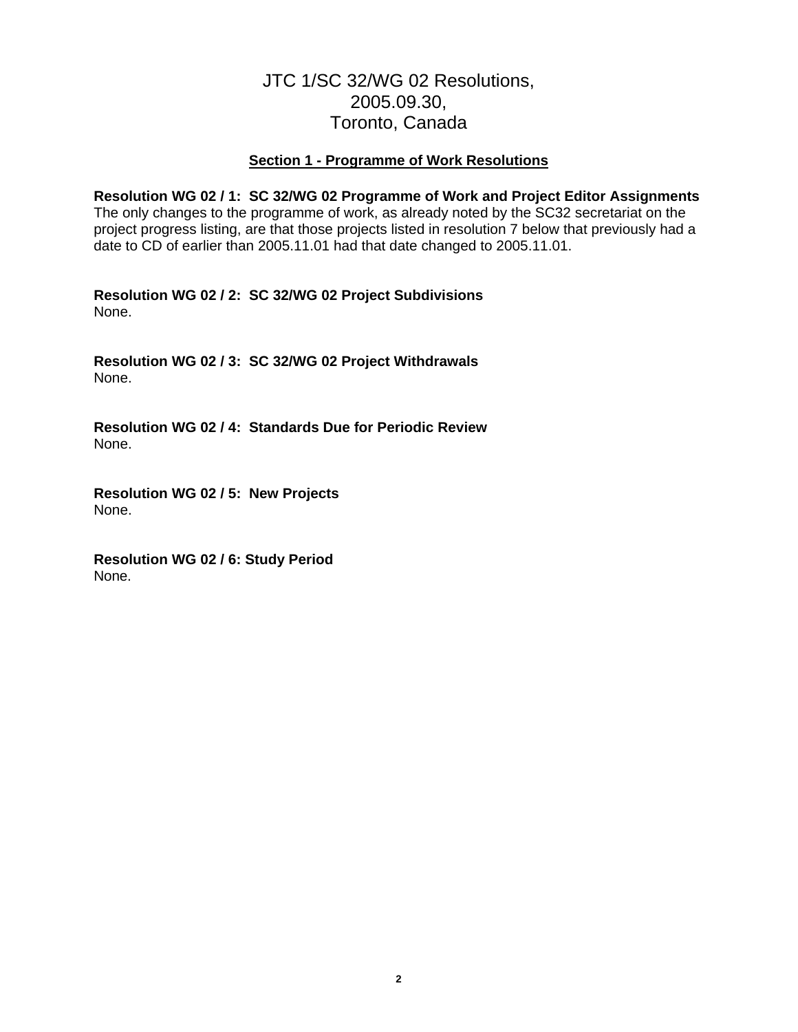# JTC 1/SC 32/WG 02 Resolutions, 2005.09.30, Toronto, Canada

## Section 1 - Programme of Work Resolutions

**Resolution WG 02 / 1: SC 32/WG 02 Programme of Work and Project Editor Assignments**

The only changes to the programme of work, as already noted by the SC32 secretariat on the project progress listing, are that those projects listed in resolution 7 below that previously had a date to CD of earlier than 2005.11.01 had that date changed to 2005.11.01.

**Resolution WG 02 / 2: SC 32/WG 02 Project Subdivisions**

None.

**Resolution WG 02 / 3: SC 32/WG 02 Project Withdrawals**

None.

**Resolution WG 02 / 4: Standards Due for Periodic Review**

None.

**Resolution WG 02 / 5: New Projects**

None.

**Resolution WG 02 / 6: Study Period**

None.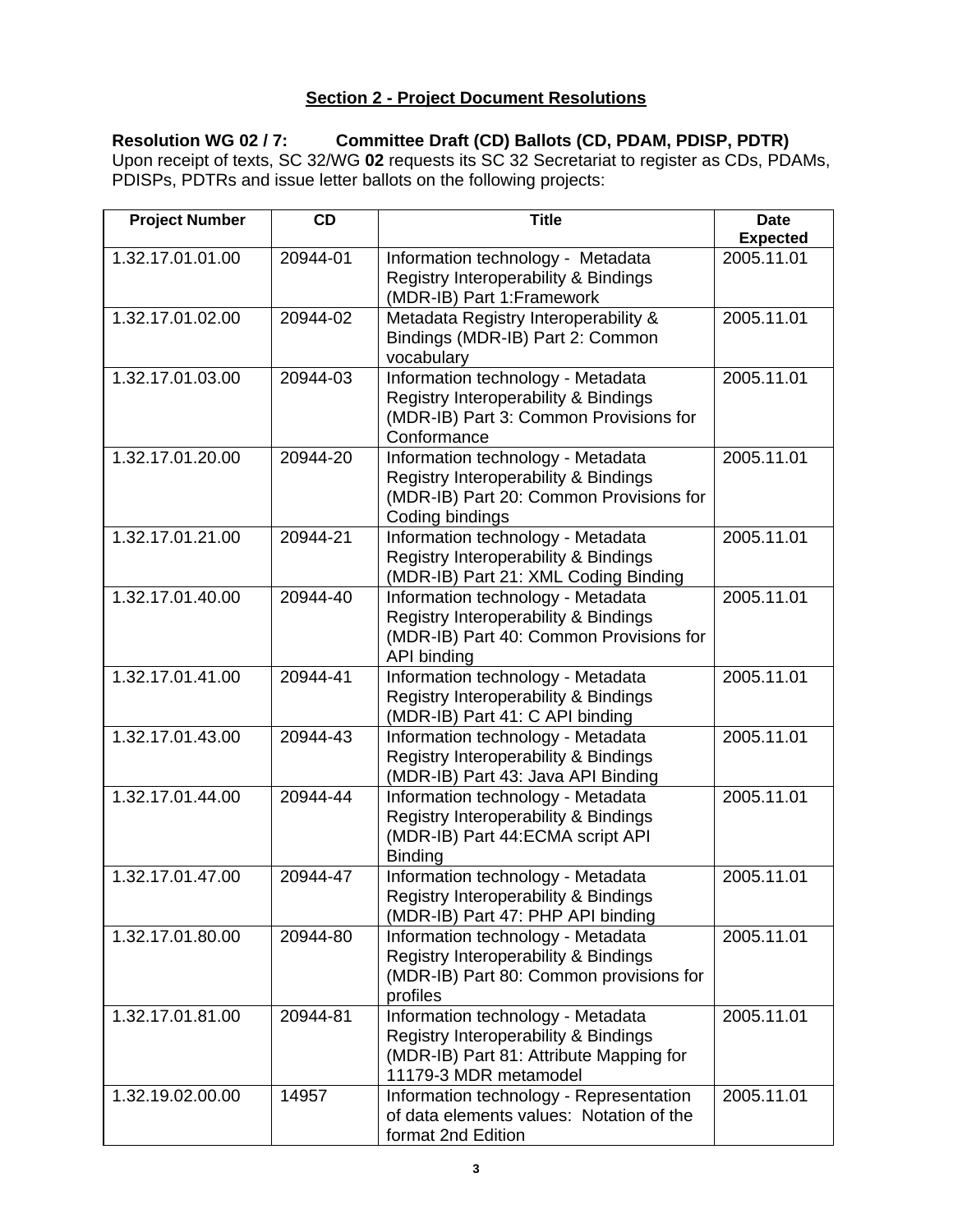## Section 2 - Project Document Resolutions

**Resolution WG 02 / 7: Committee Draft (CD) Ballots (CD, PDAM, PDISP, PDTR)**

Upon receipt of texts, SC 32/WG **02** requests its SC 32 Secretariat to register as CDs, PDAMs, PDISPs, PDTRs and issue letter ballots on the following projects:

| Project Number | CD | Title | Date Expected |
|---|---|---|---|
| 1.32.17.01.01.00 | 20944-01 | Information technology - Metadata Registry Interoperability & Bindings (MDR-IB) Part 1:Framework | 2005.11.01 |
| 1.32.17.01.02.00 | 20944-02 | Metadata Registry Interoperability & Bindings (MDR-IB) Part 2: Common vocabulary | 2005.11.01 |
| 1.32.17.01.03.00 | 20944-03 | Information technology - Metadata Registry Interoperability & Bindings (MDR-IB) Part 3: Common Provisions for Conformance | 2005.11.01 |
| 1.32.17.01.20.00 | 20944-20 | Information technology - Metadata Registry Interoperability & Bindings (MDR-IB) Part 20: Common Provisions for Coding bindings | 2005.11.01 |
| 1.32.17.01.21.00 | 20944-21 | Information technology - Metadata Registry Interoperability & Bindings (MDR-IB) Part 21: XML Coding Binding | 2005.11.01 |
| 1.32.17.01.40.00 | 20944-40 | Information technology - Metadata Registry Interoperability & Bindings (MDR-IB) Part 40: Common Provisions for API binding | 2005.11.01 |
| 1.32.17.01.41.00 | 20944-41 | Information technology - Metadata Registry Interoperability & Bindings (MDR-IB) Part 41: C API binding | 2005.11.01 |
| 1.32.17.01.43.00 | 20944-43 | Information technology - Metadata Registry Interoperability & Bindings (MDR-IB) Part 43: Java API Binding | 2005.11.01 |
| 1.32.17.01.44.00 | 20944-44 | Information technology - Metadata Registry Interoperability & Bindings (MDR-IB) Part 44:ECMA script API Binding | 2005.11.01 |
| 1.32.17.01.47.00 | 20944-47 | Information technology - Metadata Registry Interoperability & Bindings (MDR-IB) Part 47: PHP API binding | 2005.11.01 |
| 1.32.17.01.80.00 | 20944-80 | Information technology - Metadata Registry Interoperability & Bindings (MDR-IB) Part 80: Common provisions for profiles | 2005.11.01 |
| 1.32.17.01.81.00 | 20944-81 | Information technology - Metadata Registry Interoperability & Bindings (MDR-IB) Part 81: Attribute Mapping for 11179-3 MDR metamodel | 2005.11.01 |
| 1.32.19.02.00.00 | 14957 | Information technology - Representation of data elements values: Notation of the format 2nd Edition | 2005.11.01 |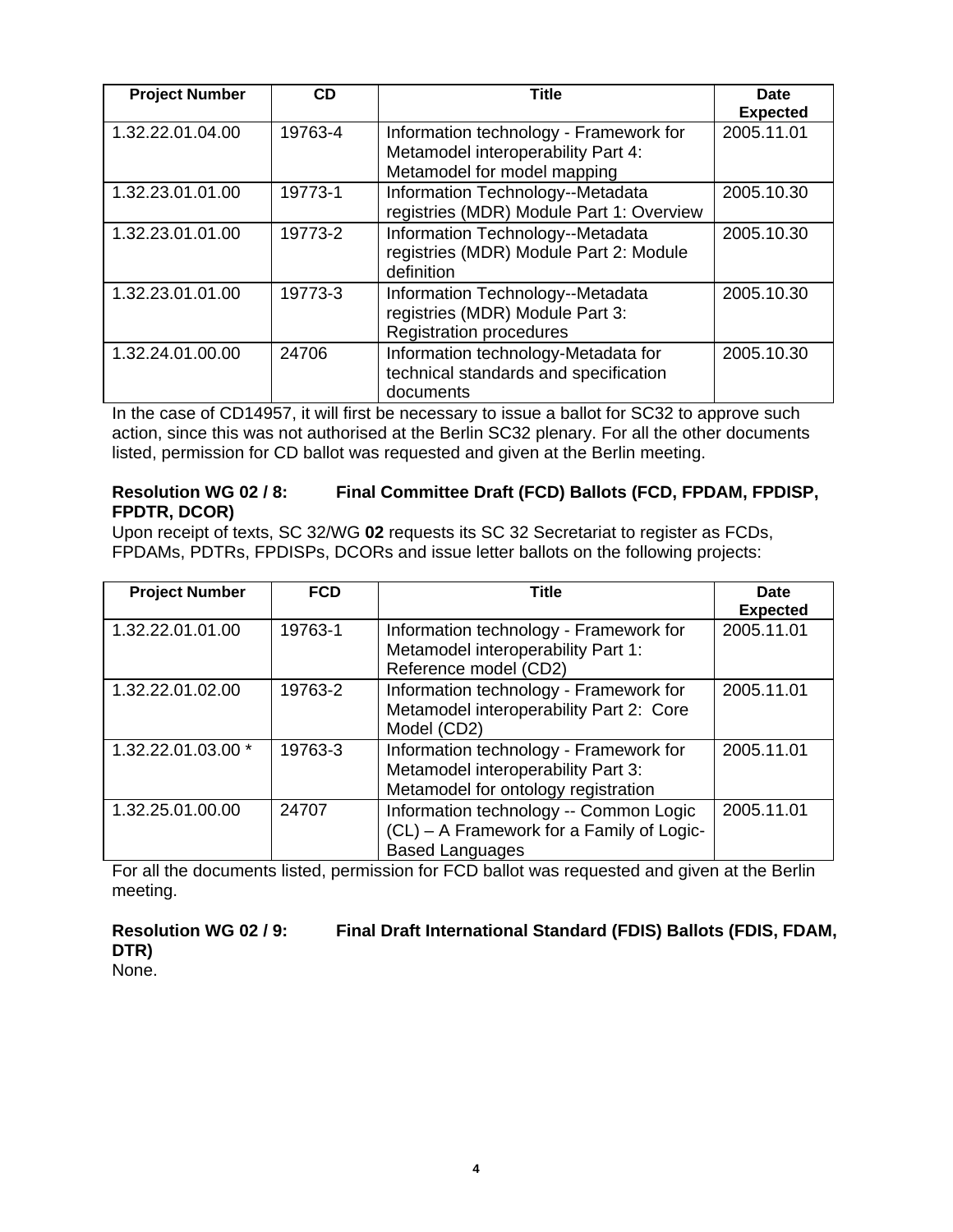| Project Number | CD | Title | Date Expected |
| --- | --- | --- | --- |
| 1.32.22.01.04.00 | 19763-4 | Information technology - Framework for Metamodel interoperability Part 4: Metamodel for model mapping | 2005.11.01 |
| 1.32.23.01.01.00 | 19773-1 | Information Technology--Metadata registries (MDR) Module Part 1: Overview | 2005.10.30 |
| 1.32.23.01.01.00 | 19773-2 | Information Technology--Metadata registries (MDR) Module Part 2: Module definition | 2005.10.30 |
| 1.32.23.01.01.00 | 19773-3 | Information Technology--Metadata registries (MDR) Module Part 3: Registration procedures | 2005.10.30 |
| 1.32.24.01.00.00 | 24706 | Information technology-Metadata for technical standards and specification documents | 2005.10.30 |

In the case of CD14957, it will first be necessary to issue a ballot for SC32 to approve such action, since this was not authorised at the Berlin SC32 plenary. For all the other documents listed, permission for CD ballot was requested and given at the Berlin meeting.

**Resolution WG 02 / 8: Final Committee Draft (FCD) Ballots (FCD, FPDAM, FPDISP, FPDTR, DCOR)**

Upon receipt of texts, SC 32/WG **02** requests its SC 32 Secretariat to register as FCDs, FPDAMs, PDTRs, FPDISPs, DCORs and issue letter ballots on the following projects:

| Project Number | FCD | Title | Date Expected |
| --- | --- | --- | --- |
| 1.32.22.01.01.00 | 19763-1 | Information technology - Framework for Metamodel interoperability Part 1: Reference model (CD2) | 2005.11.01 |
| 1.32.22.01.02.00 | 19763-2 | Information technology - Framework for Metamodel interoperability Part 2: Core Model (CD2) | 2005.11.01 |
| 1.32.22.01.03.00 * | 19763-3 | Information technology - Framework for Metamodel interoperability Part 3: Metamodel for ontology registration | 2005.11.01 |
| 1.32.25.01.00.00 | 24707 | Information technology -- Common Logic (CL) – A Framework for a Family of Logic-Based Languages | 2005.11.01 |

For all the documents listed, permission for FCD ballot was requested and given at the Berlin meeting.

**Resolution WG 02 / 9: Final Draft International Standard (FDIS) Ballots (FDIS, FDAM, DTR)**

None.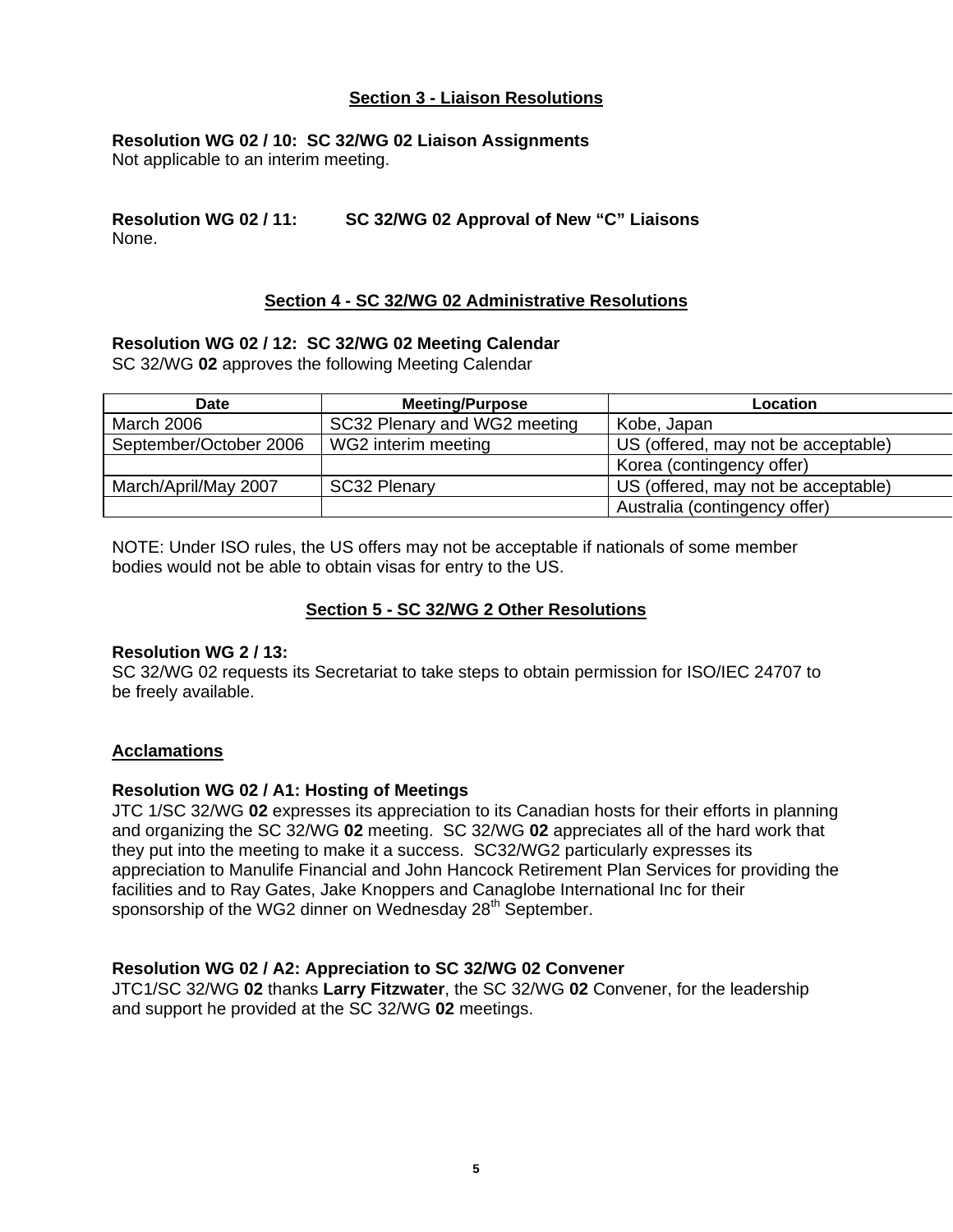## Section 3 - Liaison Resolutions

**Resolution WG 02 / 10: SC 32/WG 02 Liaison Assignments**
Not applicable to an interim meeting.

**Resolution WG 02 / 11: SC 32/WG 02 Approval of New "C" Liaisons**
None.

## Section 4 - SC 32/WG 02 Administrative Resolutions

**Resolution WG 02 / 12: SC 32/WG 02 Meeting Calendar**
SC 32/WG **02** approves the following Meeting Calendar

| Date | Meeting/Purpose | Location |
|---|---|---|
| March 2006 | SC32 Plenary and WG2 meeting | Kobe, Japan |
| September/October 2006 | WG2 interim meeting | US (offered, may not be acceptable) |
| | | Korea (contingency offer) |
| March/April/May 2007 | SC32 Plenary | US (offered, may not be acceptable) |
| | | Australia (contingency offer) |

NOTE: Under ISO rules, the US offers may not be acceptable if nationals of some member bodies would not be able to obtain visas for entry to the US.

## Section 5 - SC 32/WG 2 Other Resolutions

**Resolution WG 2 / 13:**
SC 32/WG 02 requests its Secretariat to take steps to obtain permission for ISO/IEC 24707 to be freely available.

## Acclamations

**Resolution WG 02 / A1: Hosting of Meetings**
JTC 1/SC 32/WG **02** expresses its appreciation to its Canadian hosts for their efforts in planning and organizing the SC 32/WG **02** meeting. SC 32/WG **02** appreciates all of the hard work that they put into the meeting to make it a success. SC32/WG2 particularly expresses its appreciation to Manulife Financial and John Hancock Retirement Plan Services for providing the facilities and to Ray Gates, Jake Knoppers and Canaglobe International Inc for their sponsorship of the WG2 dinner on Wednesday 28th September.

**Resolution WG 02 / A2: Appreciation to SC 32/WG 02 Convener**
JTC1/SC 32/WG **02** thanks **Larry Fitzwater**, the SC 32/WG **02** Convener, for the leadership and support he provided at the SC 32/WG **02** meetings.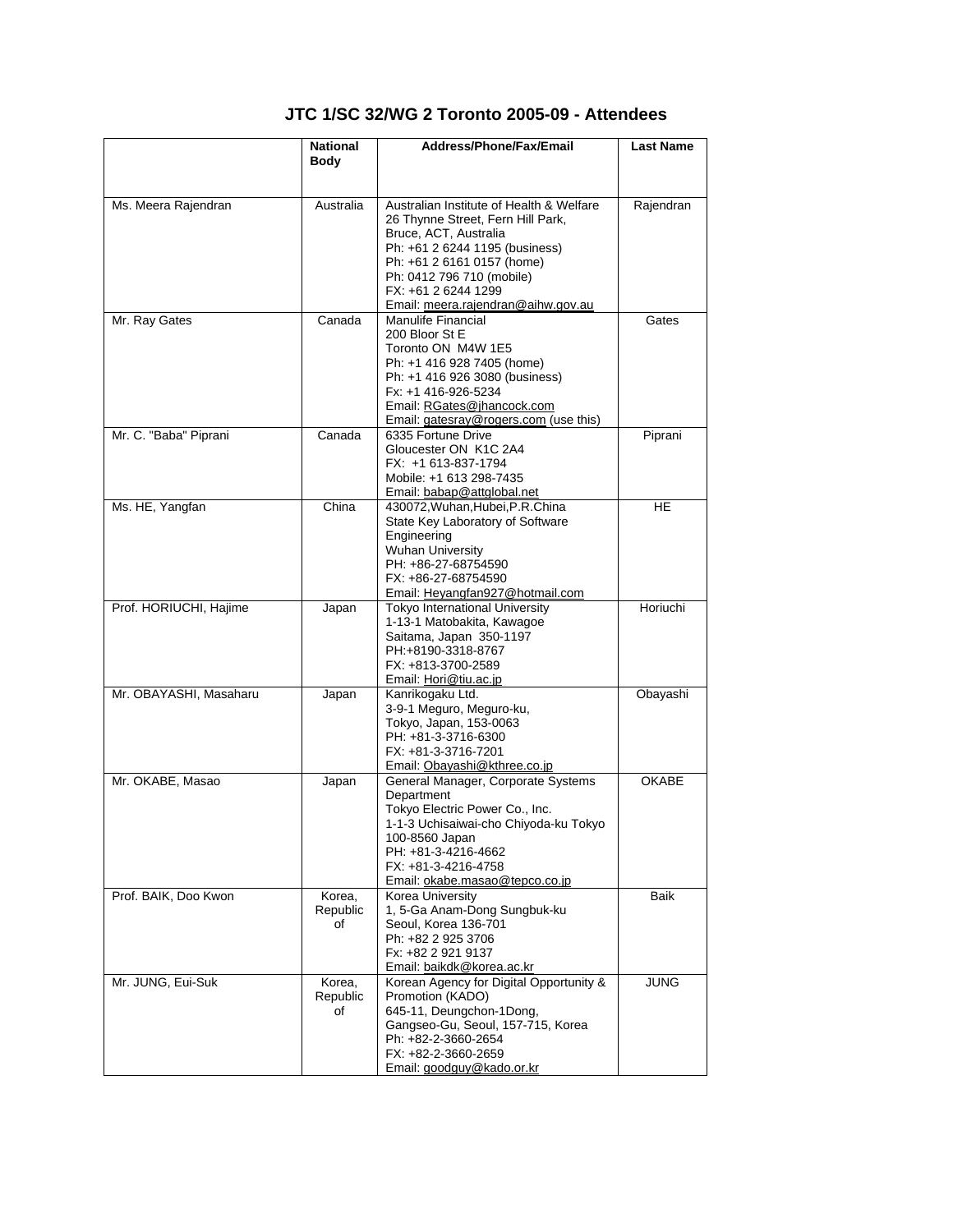# JTC 1/SC 32/WG 2 Toronto 2005-09 - Attendees

| | National Body | Address/Phone/Fax/Email | Last Name |
|---|---|---|---|
| Ms. Meera Rajendran | Australia | Australian Institute of Health & Welfare<br>26 Thynne Street, Fern Hill Park,<br>Bruce, ACT, Australia<br>Ph: +61 2 6244 1195 (business)<br>Ph: +61 2 6161 0157 (home)<br>Ph: 0412 796 710 (mobile)<br>FX: +61 2 6244 1299<br>Email: meera.rajendran@aihw.gov.au | Rajendran |
| Mr. Ray Gates | Canada | Manulife Financial<br>200 Bloor St E<br>Toronto ON M4W 1E5<br>Ph: +1 416 928 7405 (home)<br>Ph: +1 416 926 3080 (business)<br>Fx: +1 416-926-5234<br>Email: RGates@jhancock.com<br>Email: gatesray@rogers.com (use this) | Gates |
| Mr. C. "Baba" Piprani | Canada | 6335 Fortune Drive<br>Gloucester ON K1C 2A4<br>FX: +1 613-837-1794<br>Mobile: +1 613 298-7435<br>Email: babap@attglobal.net | Piprani |
| Ms. HE, Yangfan | China | 430072,Wuhan,Hubei,P.R.China<br>State Key Laboratory of Software Engineering<br>Wuhan University<br>PH: +86-27-68754590<br>FX: +86-27-68754590<br>Email: Heyangfan927@hotmail.com | HE |
| Prof. HORIUCHI, Hajime | Japan | Tokyo International University<br>1-13-1 Matobakita, Kawagoe<br>Saitama, Japan 350-1197<br>PH:+8190-3318-8767<br>FX: +813-3700-2589<br>Email: Hori@tiu.ac.jp | Horiuchi |
| Mr. OBAYASHI, Masaharu | Japan | Kanrikogaku Ltd.<br>3-9-1 Meguro, Meguro-ku,<br>Tokyo, Japan, 153-0063<br>PH: +81-3-3716-6300<br>FX: +81-3-3716-7201<br>Email: Obayashi@kthree.co.jp | Obayashi |
| Mr. OKABE, Masao | Japan | General Manager, Corporate Systems Department<br>Tokyo Electric Power Co., Inc.<br>1-1-3 Uchisaiwai-cho Chiyoda-ku Tokyo 100-8560 Japan<br>PH: +81-3-4216-4662<br>FX: +81-3-4216-4758<br>Email: okabe.masao@tepco.co.jp | OKABE |
| Prof. BAIK, Doo Kwon | Korea, Republic of | Korea University<br>1, 5-Ga Anam-Dong Sungbuk-ku<br>Seoul, Korea 136-701<br>Ph: +82 2 925 3706<br>Fx: +82 2 921 9137<br>Email: baikdk@korea.ac.kr | Baik |
| Mr. JUNG, Eui-Suk | Korea, Republic of | Korean Agency for Digital Opportunity & Promotion (KADO)<br>645-11, Deungchon-1Dong,<br>Gangseo-Gu, Seoul, 157-715, Korea<br>Ph: +82-2-3660-2654<br>FX: +82-2-3660-2659<br>Email: goodguy@kado.or.kr | JUNG |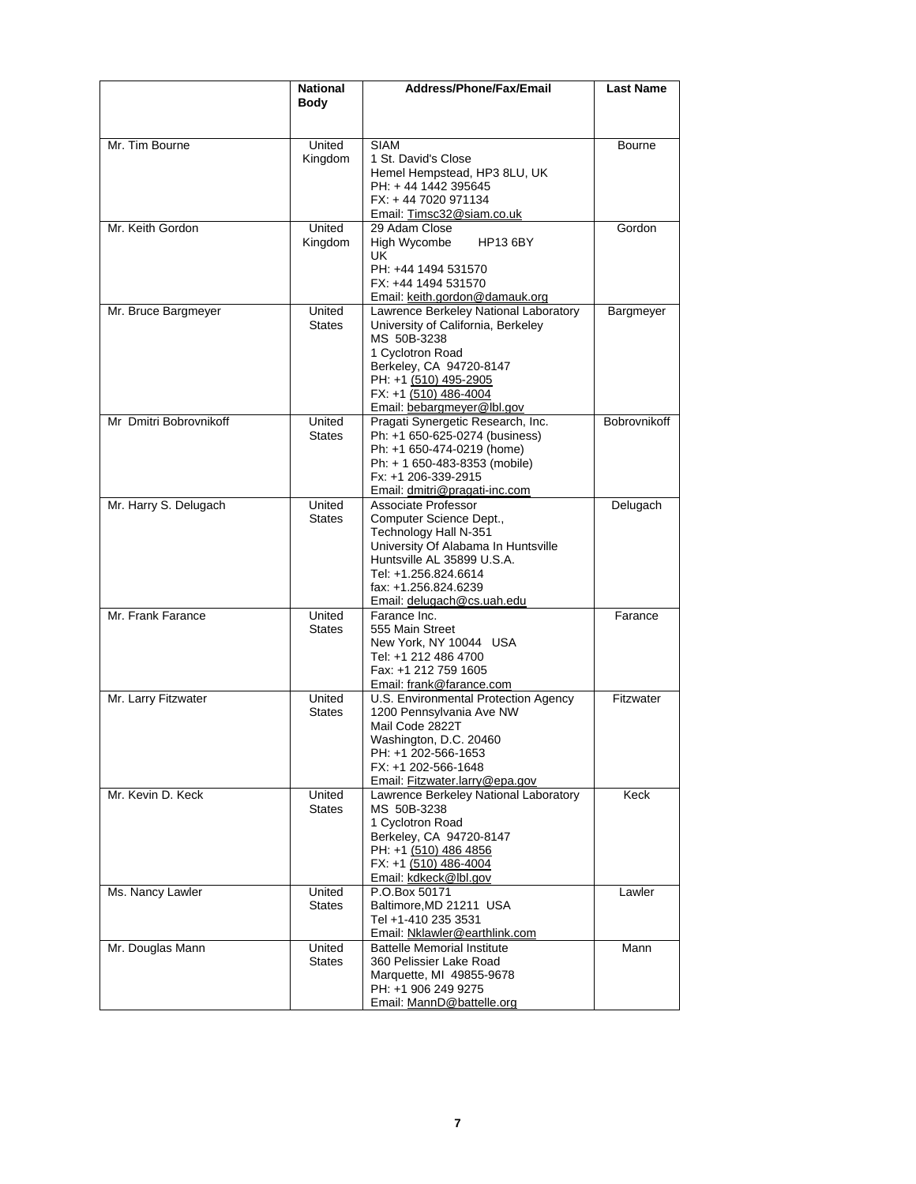| | National Body | Address/Phone/Fax/Email | Last Name |
|---|---|---|---|
| Mr. Tim Bourne | United Kingdom | SIAM<br>1 St. David's Close<br>Hemel Hempstead, HP3 8LU, UK<br>PH: + 44 1442 395645<br>FX: + 44 7020 971134<br>Email: Timsc32@siam.co.uk | Bourne |
| Mr. Keith Gordon | United Kingdom | 29 Adam Close<br>High Wycombe HP13 6BY<br>UK<br>PH: +44 1494 531570<br>FX: +44 1494 531570<br>Email: keith.gordon@damauk.org | Gordon |
| Mr. Bruce Bargmeyer | United States | Lawrence Berkeley National Laboratory<br>University of California, Berkeley<br>MS 50B-3238<br>1 Cyclotron Road<br>Berkeley, CA 94720-8147<br>PH: +1 (510) 495-2905<br>FX: +1 (510) 486-4004<br>Email: bebargmeyer@lbl.gov | Bargmeyer |
| Mr Dmitri Bobrovnikoff | United States | Pragati Synergetic Research, Inc.<br>Ph: +1 650-625-0274 (business)<br>Ph: +1 650-474-0219 (home)<br>Ph: + 1 650-483-8353 (mobile)<br>Fx: +1 206-339-2915<br>Email: dmitri@pragati-inc.com | Bobrovnikoff |
| Mr. Harry S. Delugach | United States | Associate Professor<br>Computer Science Dept.,<br>Technology Hall N-351<br>University Of Alabama In Huntsville<br>Huntsville AL 35899 U.S.A.<br>Tel: +1.256.824.6614<br>fax: +1.256.824.6239<br>Email: delugach@cs.uah.edu | Delugach |
| Mr. Frank Farance | United States | Farance Inc.<br>555 Main Street<br>New York, NY 10044 USA<br>Tel: +1 212 486 4700<br>Fax: +1 212 759 1605<br>Email: frank@farance.com | Farance |
| Mr. Larry Fitzwater | United States | U.S. Environmental Protection Agency<br>1200 Pennsylvania Ave NW<br>Mail Code 2822T<br>Washington, D.C. 20460<br>PH: +1 202-566-1653<br>FX: +1 202-566-1648<br>Email: Fitzwater.larry@epa.gov | Fitzwater |
| Mr. Kevin D. Keck | United States | Lawrence Berkeley National Laboratory<br>MS 50B-3238<br>1 Cyclotron Road<br>Berkeley, CA 94720-8147<br>PH: +1 (510) 486 4856<br>FX: +1 (510) 486-4004<br>Email: kdkeck@lbl.gov | Keck |
| Ms. Nancy Lawler | United States | P.O.Box 50171<br>Baltimore,MD 21211 USA<br>Tel +1-410 235 3531<br>Email: Nklawler@earthlink.com | Lawler |
| Mr. Douglas Mann | United States | Battelle Memorial Institute<br>360 Pelissier Lake Road<br>Marquette, MI 49855-9678<br>PH: +1 906 249 9275<br>Email: MannD@battelle.org | Mann |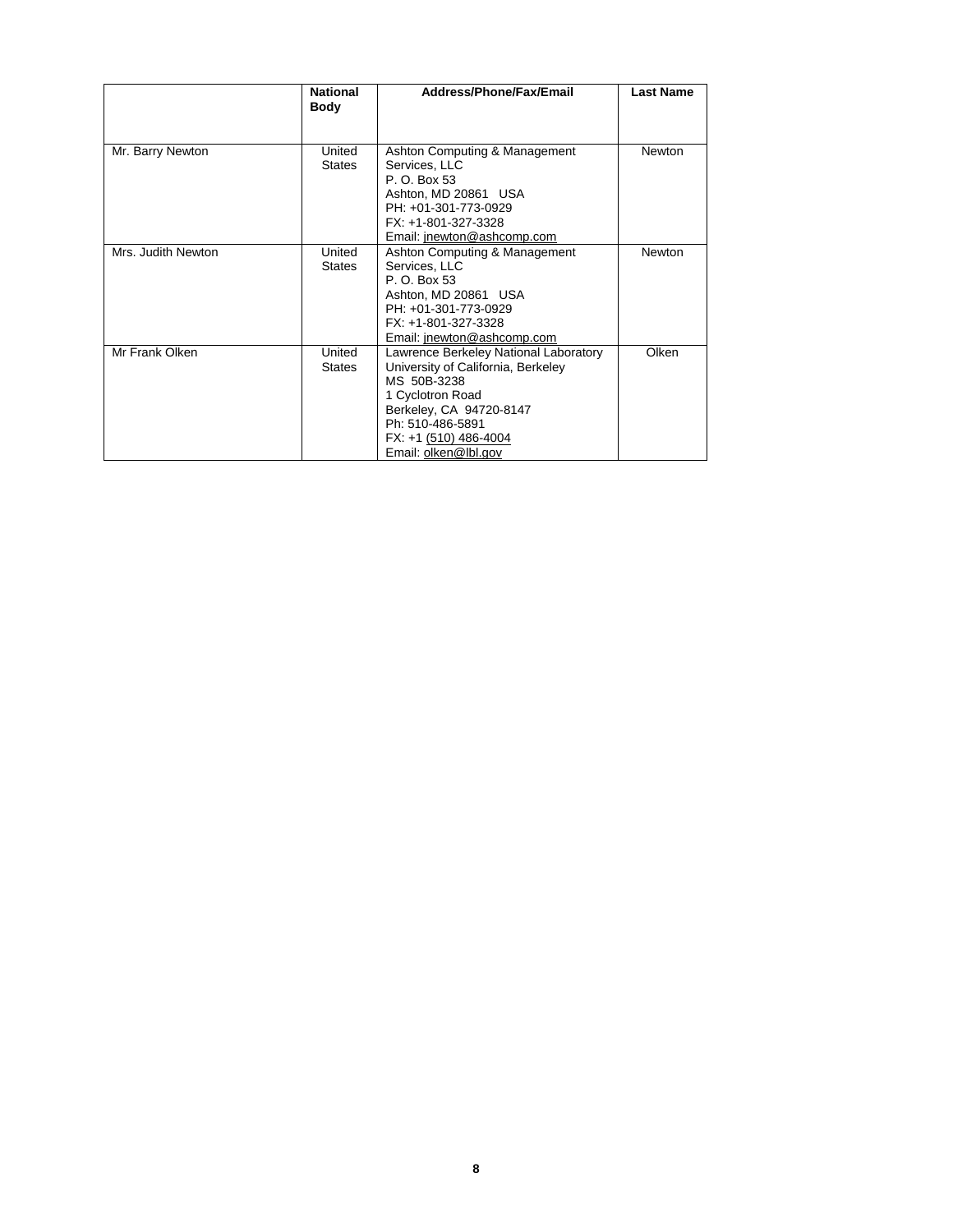| | National Body | Address/Phone/Fax/Email | Last Name |
|---|---|---|---|
| Mr. Barry Newton | United States | Ashton Computing & Management Services, LLC<br>P. O. Box 53<br>Ashton, MD 20861 USA<br>PH: +01-301-773-0929<br>FX: +1-801-327-3328<br>Email: jnewton@ashcomp.com | Newton |
| Mrs. Judith Newton | United States | Ashton Computing & Management Services, LLC<br>P. O. Box 53<br>Ashton, MD 20861 USA<br>PH: +01-301-773-0929<br>FX: +1-801-327-3328<br>Email: jnewton@ashcomp.com | Newton |
| Mr Frank Olken | United States | Lawrence Berkeley National Laboratory<br>University of California, Berkeley<br>MS 50B-3238<br>1 Cyclotron Road<br>Berkeley, CA 94720-8147<br>Ph: 510-486-5891<br>FX: +1 (510) 486-4004<br>Email: olken@lbl.gov | Olken |